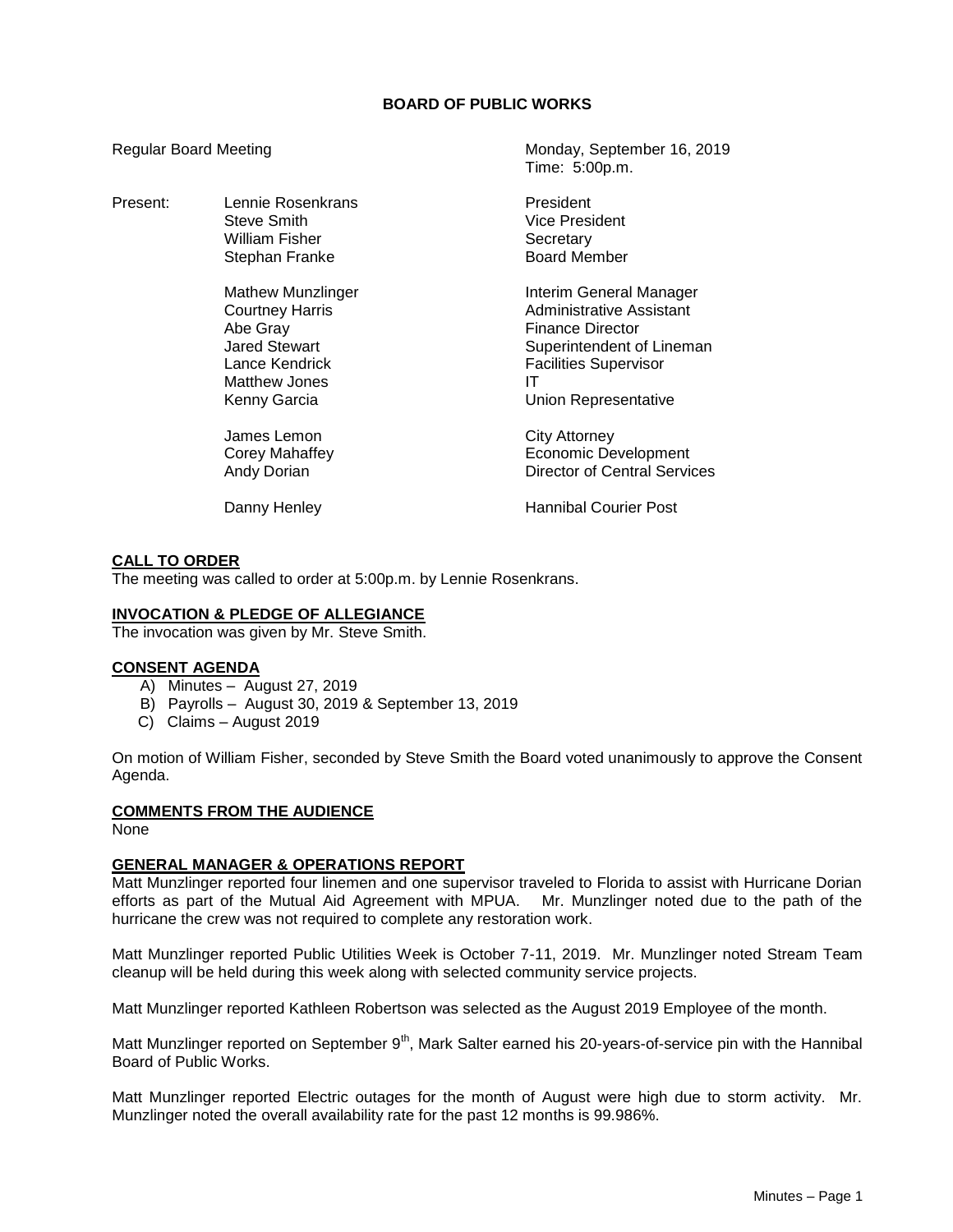# BOARD OF PUBLIC WORKS

Regular Board Meeting — Monday, September 16, 2019
Time: 5:00p.m.

| Present: | | |
|---|---|---|
| | Lennie Rosenkrans | President |
| | Steve Smith | Vice President |
| | William Fisher | Secretary |
| | Stephan Franke | Board Member |
| | Mathew Munzlinger | Interim General Manager |
| | Courtney Harris | Administrative Assistant |
| | Abe Gray | Finance Director |
| | Jared Stewart | Superintendent of Lineman |
| | Lance Kendrick | Facilities Supervisor |
| | Matthew Jones | IT |
| | Kenny Garcia | Union Representative |
| | James Lemon | City Attorney |
| | Corey Mahaffey | Economic Development |
| | Andy Dorian | Director of Central Services |
| | Danny Henley | Hannibal Courier Post |

## CALL TO ORDER

The meeting was called to order at 5:00p.m. by Lennie Rosenkrans.

## INVOCATION & PLEDGE OF ALLEGIANCE

The invocation was given by Mr. Steve Smith.

## CONSENT AGENDA

A) Minutes – August 27, 2019
B) Payrolls – August 30, 2019 & September 13, 2019
C) Claims – August 2019

On motion of William Fisher, seconded by Steve Smith the Board voted unanimously to approve the Consent Agenda.

## COMMENTS FROM THE AUDIENCE

None

## GENERAL MANAGER & OPERATIONS REPORT

Matt Munzlinger reported four linemen and one supervisor traveled to Florida to assist with Hurricane Dorian efforts as part of the Mutual Aid Agreement with MPUA. Mr. Munzlinger noted due to the path of the hurricane the crew was not required to complete any restoration work.

Matt Munzlinger reported Public Utilities Week is October 7-11, 2019. Mr. Munzlinger noted Stream Team cleanup will be held during this week along with selected community service projects.

Matt Munzlinger reported Kathleen Robertson was selected as the August 2019 Employee of the month.

Matt Munzlinger reported on September 9th, Mark Salter earned his 20-years-of-service pin with the Hannibal Board of Public Works.

Matt Munzlinger reported Electric outages for the month of August were high due to storm activity. Mr. Munzlinger noted the overall availability rate for the past 12 months is 99.986%.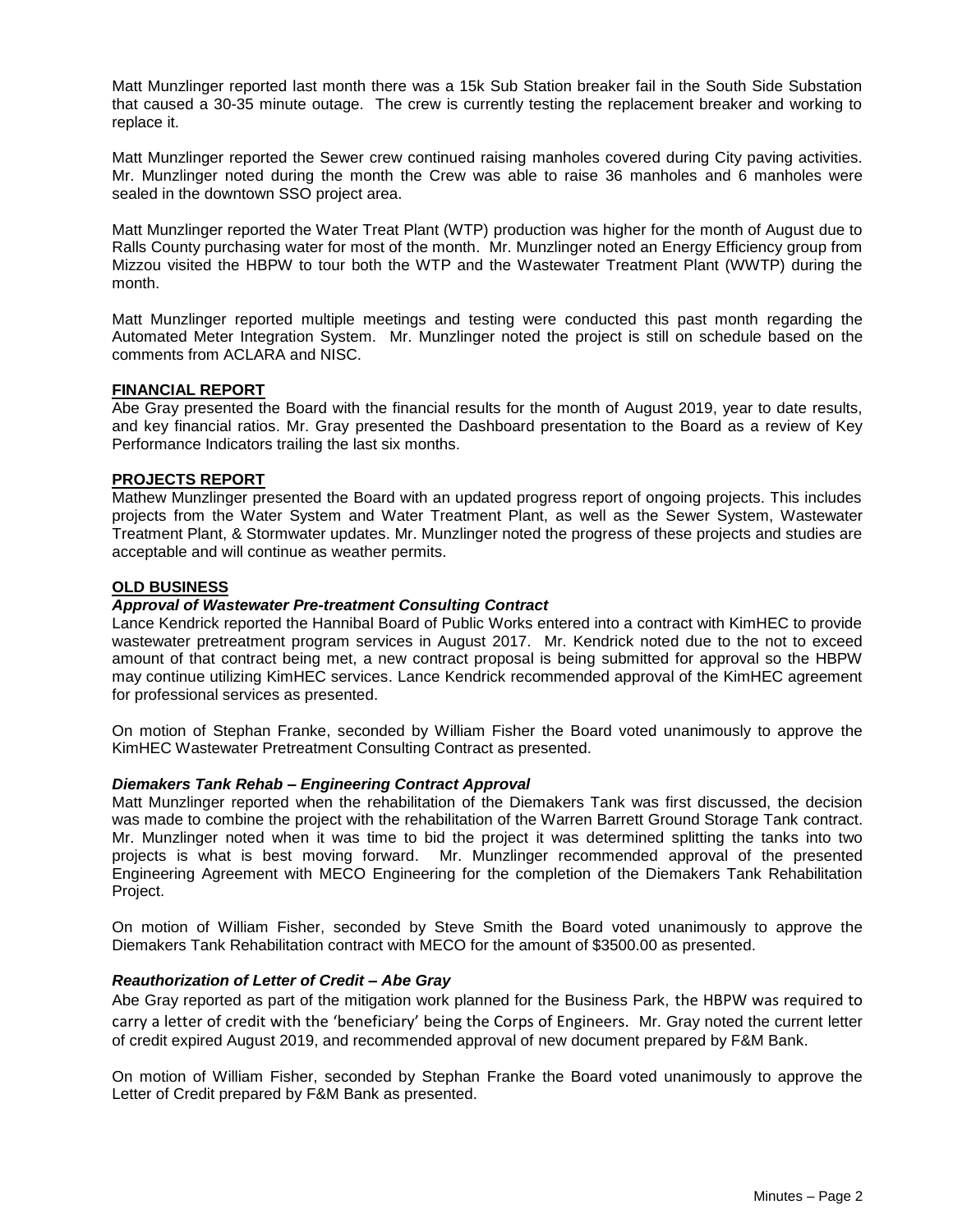Matt Munzlinger reported last month there was a 15k Sub Station breaker fail in the South Side Substation that caused a 30-35 minute outage. The crew is currently testing the replacement breaker and working to replace it.

Matt Munzlinger reported the Sewer crew continued raising manholes covered during City paving activities. Mr. Munzlinger noted during the month the Crew was able to raise 36 manholes and 6 manholes were sealed in the downtown SSO project area.

Matt Munzlinger reported the Water Treat Plant (WTP) production was higher for the month of August due to Ralls County purchasing water for most of the month. Mr. Munzlinger noted an Energy Efficiency group from Mizzou visited the HBPW to tour both the WTP and the Wastewater Treatment Plant (WWTP) during the month.

Matt Munzlinger reported multiple meetings and testing were conducted this past month regarding the Automated Meter Integration System. Mr. Munzlinger noted the project is still on schedule based on the comments from ACLARA and NISC.

## FINANCIAL REPORT

Abe Gray presented the Board with the financial results for the month of August 2019, year to date results, and key financial ratios. Mr. Gray presented the Dashboard presentation to the Board as a review of Key Performance Indicators trailing the last six months.

## PROJECTS REPORT

Mathew Munzlinger presented the Board with an updated progress report of ongoing projects. This includes projects from the Water System and Water Treatment Plant, as well as the Sewer System, Wastewater Treatment Plant, & Stormwater updates. Mr. Munzlinger noted the progress of these projects and studies are acceptable and will continue as weather permits.

## OLD BUSINESS

### *Approval of Wastewater Pre-treatment Consulting Contract*

Lance Kendrick reported the Hannibal Board of Public Works entered into a contract with KimHEC to provide wastewater pretreatment program services in August 2017. Mr. Kendrick noted due to the not to exceed amount of that contract being met, a new contract proposal is being submitted for approval so the HBPW may continue utilizing KimHEC services. Lance Kendrick recommended approval of the KimHEC agreement for professional services as presented.

On motion of Stephan Franke, seconded by William Fisher the Board voted unanimously to approve the KimHEC Wastewater Pretreatment Consulting Contract as presented.

### *Diemakers Tank Rehab – Engineering Contract Approval*

Matt Munzlinger reported when the rehabilitation of the Diemakers Tank was first discussed, the decision was made to combine the project with the rehabilitation of the Warren Barrett Ground Storage Tank contract. Mr. Munzlinger noted when it was time to bid the project it was determined splitting the tanks into two projects is what is best moving forward. Mr. Munzlinger recommended approval of the presented Engineering Agreement with MECO Engineering for the completion of the Diemakers Tank Rehabilitation Project.

On motion of William Fisher, seconded by Steve Smith the Board voted unanimously to approve the Diemakers Tank Rehabilitation contract with MECO for the amount of $3500.00 as presented.

### *Reauthorization of Letter of Credit – Abe Gray*

Abe Gray reported as part of the mitigation work planned for the Business Park, the HBPW was required to carry a letter of credit with the 'beneficiary' being the Corps of Engineers. Mr. Gray noted the current letter of credit expired August 2019, and recommended approval of new document prepared by F&M Bank.

On motion of William Fisher, seconded by Stephan Franke the Board voted unanimously to approve the Letter of Credit prepared by F&M Bank as presented.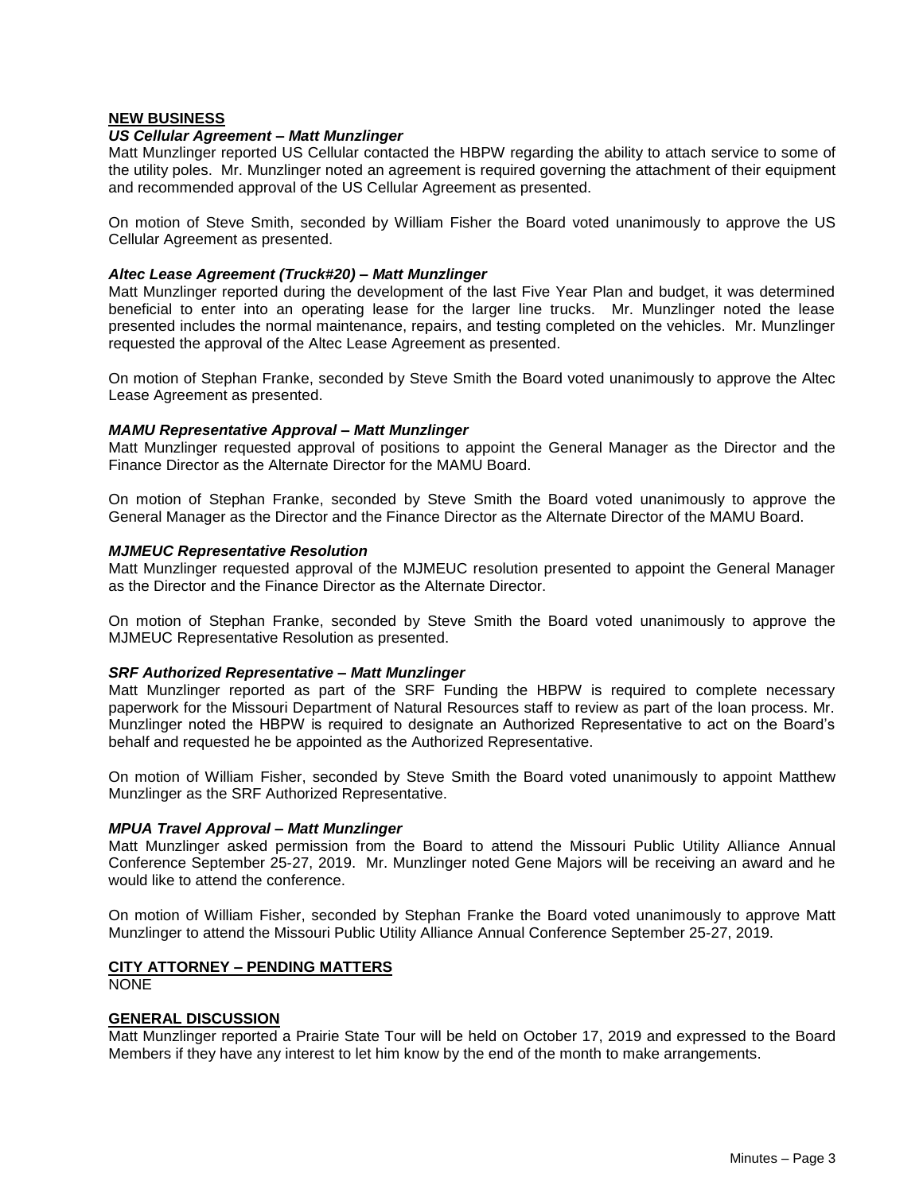## NEW BUSINESS

### *US Cellular Agreement – Matt Munzlinger*

Matt Munzlinger reported US Cellular contacted the HBPW regarding the ability to attach service to some of the utility poles. Mr. Munzlinger noted an agreement is required governing the attachment of their equipment and recommended approval of the US Cellular Agreement as presented.

On motion of Steve Smith, seconded by William Fisher the Board voted unanimously to approve the US Cellular Agreement as presented.

### *Altec Lease Agreement (Truck#20) – Matt Munzlinger*

Matt Munzlinger reported during the development of the last Five Year Plan and budget, it was determined beneficial to enter into an operating lease for the larger line trucks. Mr. Munzlinger noted the lease presented includes the normal maintenance, repairs, and testing completed on the vehicles. Mr. Munzlinger requested the approval of the Altec Lease Agreement as presented.

On motion of Stephan Franke, seconded by Steve Smith the Board voted unanimously to approve the Altec Lease Agreement as presented.

### *MAMU Representative Approval – Matt Munzlinger*

Matt Munzlinger requested approval of positions to appoint the General Manager as the Director and the Finance Director as the Alternate Director for the MAMU Board.

On motion of Stephan Franke, seconded by Steve Smith the Board voted unanimously to approve the General Manager as the Director and the Finance Director as the Alternate Director of the MAMU Board.

### *MJMEUC Representative Resolution*

Matt Munzlinger requested approval of the MJMEUC resolution presented to appoint the General Manager as the Director and the Finance Director as the Alternate Director.

On motion of Stephan Franke, seconded by Steve Smith the Board voted unanimously to approve the MJMEUC Representative Resolution as presented.

### *SRF Authorized Representative – Matt Munzlinger*

Matt Munzlinger reported as part of the SRF Funding the HBPW is required to complete necessary paperwork for the Missouri Department of Natural Resources staff to review as part of the loan process. Mr. Munzlinger noted the HBPW is required to designate an Authorized Representative to act on the Board's behalf and requested he be appointed as the Authorized Representative.

On motion of William Fisher, seconded by Steve Smith the Board voted unanimously to appoint Matthew Munzlinger as the SRF Authorized Representative.

### *MPUA Travel Approval – Matt Munzlinger*

Matt Munzlinger asked permission from the Board to attend the Missouri Public Utility Alliance Annual Conference September 25-27, 2019. Mr. Munzlinger noted Gene Majors will be receiving an award and he would like to attend the conference.

On motion of William Fisher, seconded by Stephan Franke the Board voted unanimously to approve Matt Munzlinger to attend the Missouri Public Utility Alliance Annual Conference September 25-27, 2019.

## CITY ATTORNEY – PENDING MATTERS

NONE

## GENERAL DISCUSSION

Matt Munzlinger reported a Prairie State Tour will be held on October 17, 2019 and expressed to the Board Members if they have any interest to let him know by the end of the month to make arrangements.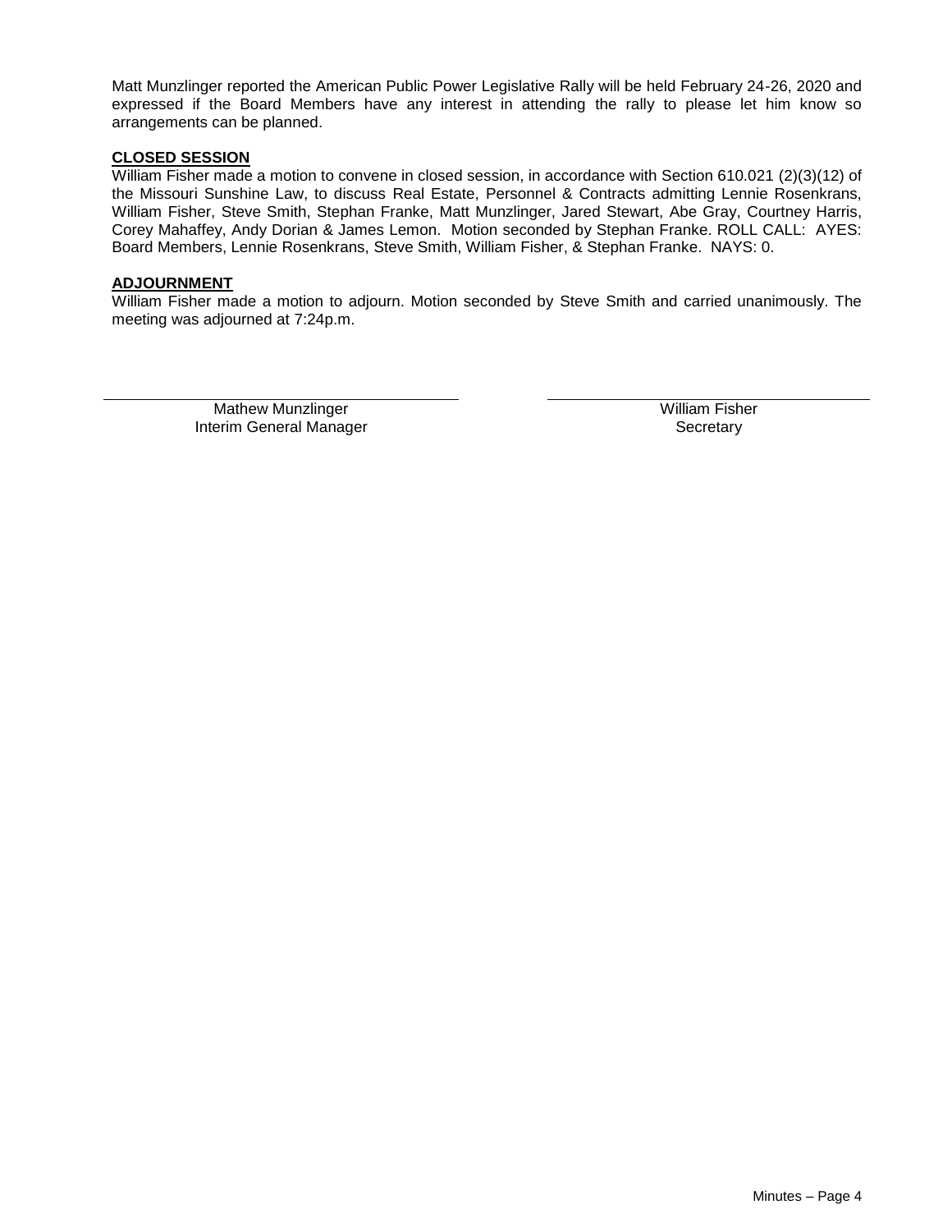Matt Munzlinger reported the American Public Power Legislative Rally will be held February 24-26, 2020 and expressed if the Board Members have any interest in attending the rally to please let him know so arrangements can be planned.

**CLOSED SESSION**

William Fisher made a motion to convene in closed session, in accordance with Section 610.021 (2)(3)(12) of the Missouri Sunshine Law, to discuss Real Estate, Personnel & Contracts admitting Lennie Rosenkrans, William Fisher, Steve Smith, Stephan Franke, Matt Munzlinger, Jared Stewart, Abe Gray, Courtney Harris, Corey Mahaffey, Andy Dorian & James Lemon. Motion seconded by Stephan Franke. ROLL CALL: AYES: Board Members, Lennie Rosenkrans, Steve Smith, William Fisher, & Stephan Franke. NAYS: 0.

**ADJOURNMENT**

William Fisher made a motion to adjourn. Motion seconded by Steve Smith and carried unanimously. The meeting was adjourned at 7:24p.m.

Mathew Munzlinger
Interim General Manager

William Fisher
Secretary